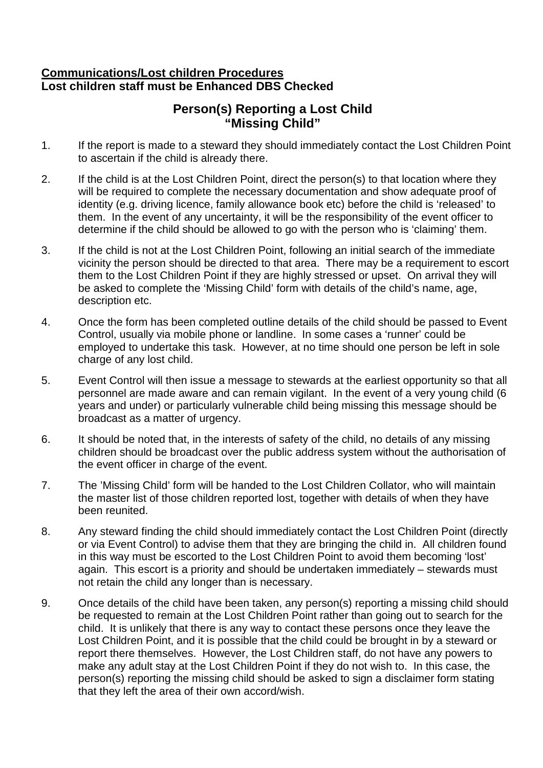**<u>Communications/Lost children Procedures</u>**
**Lost children staff must be Enhanced DBS Checked**

## Person(s) Reporting a Lost Child
## "Missing Child"

1. If the report is made to a steward they should immediately contact the Lost Children Point to ascertain if the child is already there.

2. If the child is at the Lost Children Point, direct the person(s) to that location where they will be required to complete the necessary documentation and show adequate proof of identity (e.g. driving licence, family allowance book etc) before the child is 'released' to them. In the event of any uncertainty, it will be the responsibility of the event officer to determine if the child should be allowed to go with the person who is 'claiming' them.

3. If the child is not at the Lost Children Point, following an initial search of the immediate vicinity the person should be directed to that area. There may be a requirement to escort them to the Lost Children Point if they are highly stressed or upset. On arrival they will be asked to complete the 'Missing Child' form with details of the child's name, age, description etc.

4. Once the form has been completed outline details of the child should be passed to Event Control, usually via mobile phone or landline. In some cases a 'runner' could be employed to undertake this task. However, at no time should one person be left in sole charge of any lost child.

5. Event Control will then issue a message to stewards at the earliest opportunity so that all personnel are made aware and can remain vigilant. In the event of a very young child (6 years and under) or particularly vulnerable child being missing this message should be broadcast as a matter of urgency.

6. It should be noted that, in the interests of safety of the child, no details of any missing children should be broadcast over the public address system without the authorisation of the event officer in charge of the event.

7. The 'Missing Child' form will be handed to the Lost Children Collator, who will maintain the master list of those children reported lost, together with details of when they have been reunited.

8. Any steward finding the child should immediately contact the Lost Children Point (directly or via Event Control) to advise them that they are bringing the child in. All children found in this way must be escorted to the Lost Children Point to avoid them becoming 'lost' again. This escort is a priority and should be undertaken immediately – stewards must not retain the child any longer than is necessary.

9. Once details of the child have been taken, any person(s) reporting a missing child should be requested to remain at the Lost Children Point rather than going out to search for the child. It is unlikely that there is any way to contact these persons once they leave the Lost Children Point, and it is possible that the child could be brought in by a steward or report there themselves. However, the Lost Children staff, do not have any powers to make any adult stay at the Lost Children Point if they do not wish to. In this case, the person(s) reporting the missing child should be asked to sign a disclaimer form stating that they left the area of their own accord/wish.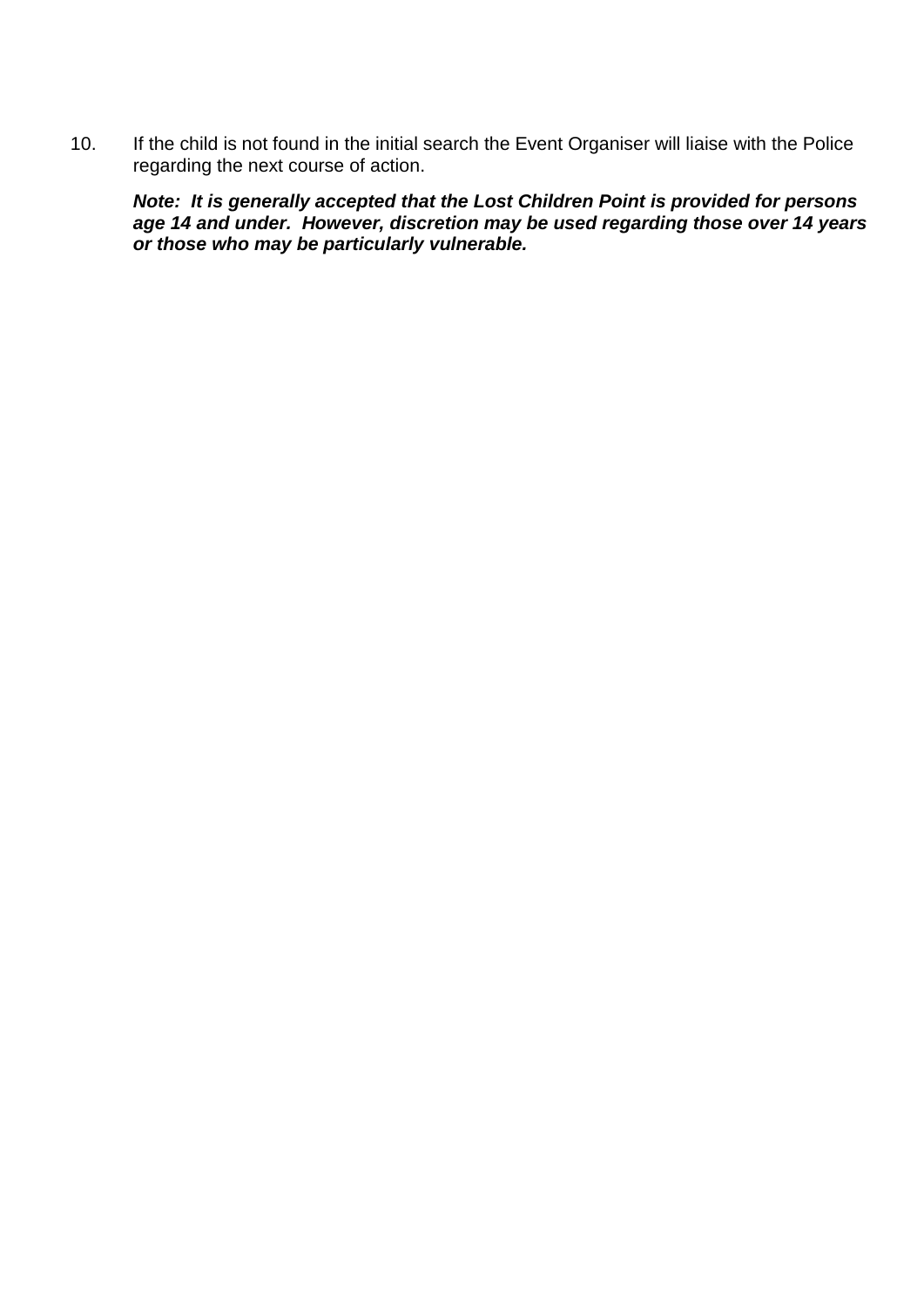10. If the child is not found in the initial search the Event Organiser will liaise with the Police regarding the next course of action.

    ***Note: It is generally accepted that the Lost Children Point is provided for persons age 14 and under. However, discretion may be used regarding those over 14 years or those who may be particularly vulnerable.***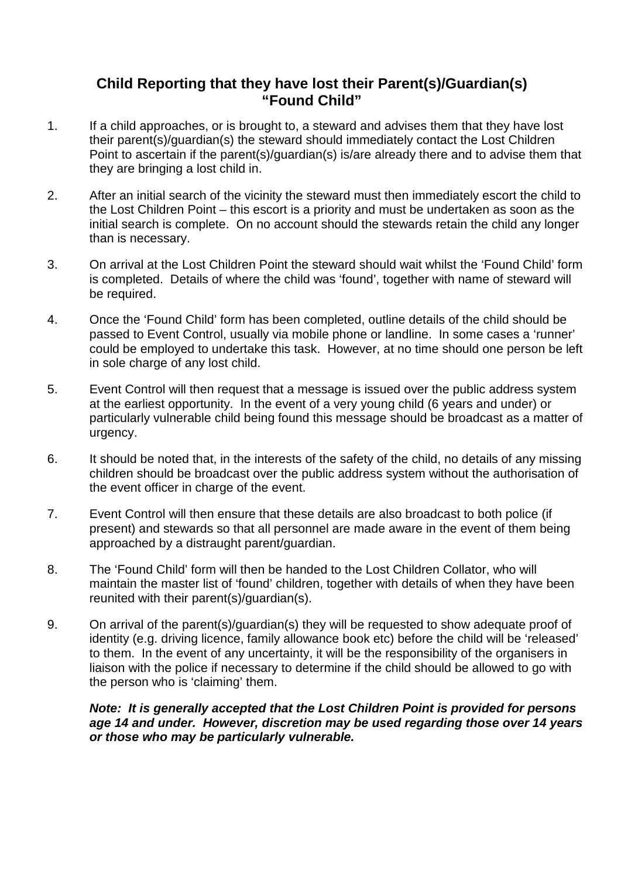## Child Reporting that they have lost their Parent(s)/Guardian(s) "Found Child"

1. If a child approaches, or is brought to, a steward and advises them that they have lost their parent(s)/guardian(s) the steward should immediately contact the Lost Children Point to ascertain if the parent(s)/guardian(s) is/are already there and to advise them that they are bringing a lost child in.

2. After an initial search of the vicinity the steward must then immediately escort the child to the Lost Children Point – this escort is a priority and must be undertaken as soon as the initial search is complete. On no account should the stewards retain the child any longer than is necessary.

3. On arrival at the Lost Children Point the steward should wait whilst the 'Found Child' form is completed. Details of where the child was 'found', together with name of steward will be required.

4. Once the 'Found Child' form has been completed, outline details of the child should be passed to Event Control, usually via mobile phone or landline. In some cases a 'runner' could be employed to undertake this task. However, at no time should one person be left in sole charge of any lost child.

5. Event Control will then request that a message is issued over the public address system at the earliest opportunity. In the event of a very young child (6 years and under) or particularly vulnerable child being found this message should be broadcast as a matter of urgency.

6. It should be noted that, in the interests of the safety of the child, no details of any missing children should be broadcast over the public address system without the authorisation of the event officer in charge of the event.

7. Event Control will then ensure that these details are also broadcast to both police (if present) and stewards so that all personnel are made aware in the event of them being approached by a distraught parent/guardian.

8. The 'Found Child' form will then be handed to the Lost Children Collator, who will maintain the master list of 'found' children, together with details of when they have been reunited with their parent(s)/guardian(s).

9. On arrival of the parent(s)/guardian(s) they will be requested to show adequate proof of identity (e.g. driving licence, family allowance book etc) before the child will be 'released' to them. In the event of any uncertainty, it will be the responsibility of the organisers in liaison with the police if necessary to determine if the child should be allowed to go with the person who is 'claiming' them.

***Note: It is generally accepted that the Lost Children Point is provided for persons age 14 and under. However, discretion may be used regarding those over 14 years or those who may be particularly vulnerable.***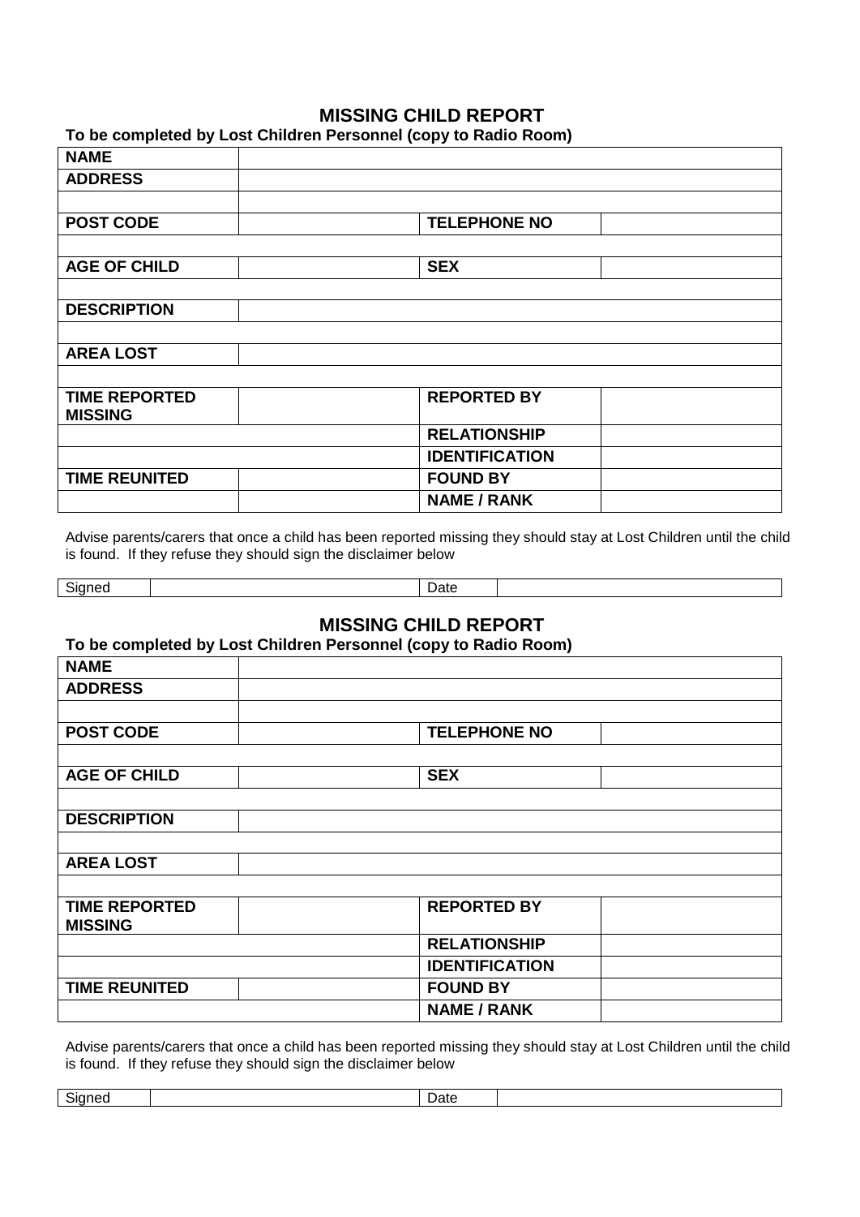## MISSING CHILD REPORT

**To be completed by Lost Children Personnel (copy to Radio Room)**

| **NAME** | | | |
|---|---|---|---|
| **ADDRESS** | | | |
| | | | |
| **POST CODE** | | **TELEPHONE NO** | |
| | | | |
| **AGE OF CHILD** | | **SEX** | |
| | | | |
| **DESCRIPTION** | | | |
| | | | |
| **AREA LOST** | | | |
| | | | |
| **TIME REPORTED MISSING** | | **REPORTED BY** | |
| | | **RELATIONSHIP** | |
| | | **IDENTIFICATION** | |
| **TIME REUNITED** | | **FOUND BY** | |
| | | **NAME / RANK** | |

Advise parents/carers that once a child has been reported missing they should stay at Lost Children until the child is found. If they refuse they should sign the disclaimer below

| Signed | | Date | |
|---|---|---|---|

## MISSING CHILD REPORT

**To be completed by Lost Children Personnel (copy to Radio Room)**

| **NAME** | | | |
|---|---|---|---|
| **ADDRESS** | | | |
| | | | |
| **POST CODE** | | **TELEPHONE NO** | |
| | | | |
| **AGE OF CHILD** | | **SEX** | |
| | | | |
| **DESCRIPTION** | | | |
| | | | |
| **AREA LOST** | | | |
| | | | |
| **TIME REPORTED MISSING** | | **REPORTED BY** | |
| | | **RELATIONSHIP** | |
| | | **IDENTIFICATION** | |
| **TIME REUNITED** | | **FOUND BY** | |
| | | **NAME / RANK** | |

Advise parents/carers that once a child has been reported missing they should stay at Lost Children until the child is found. If they refuse they should sign the disclaimer below

| Signed | | Date | |
|---|---|---|---|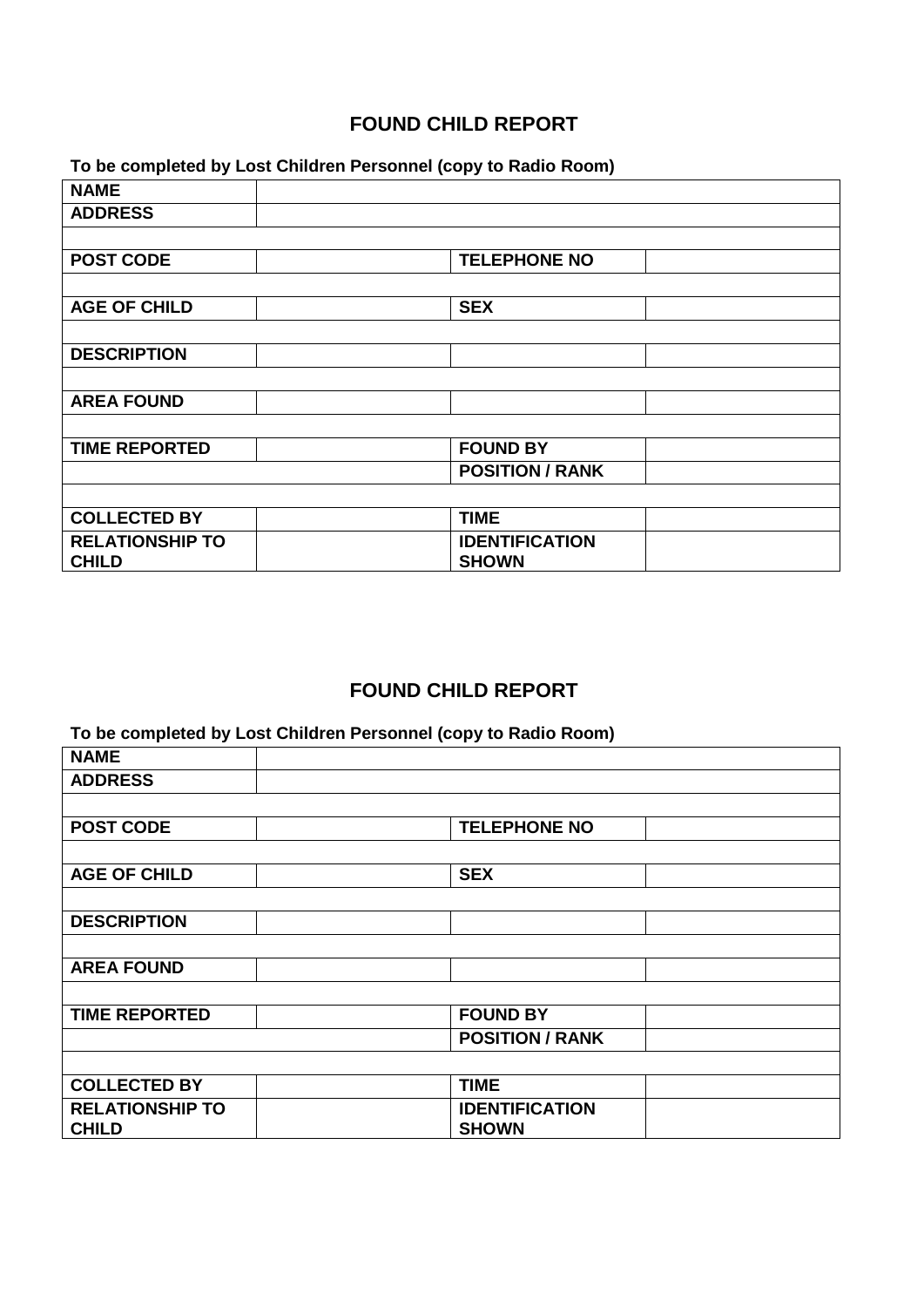## FOUND CHILD REPORT

**To be completed by Lost Children Personnel (copy to Radio Room)**

| | | | |
|---|---|---|---|
| **NAME** | | | |
| **ADDRESS** | | | |
| | | | |
| **POST CODE** | | **TELEPHONE NO** | |
| | | | |
| **AGE OF CHILD** | | **SEX** | |
| | | | |
| **DESCRIPTION** | | | |
| | | | |
| **AREA FOUND** | | | |
| | | | |
| **TIME REPORTED** | | **FOUND BY** | |
| | | **POSITION / RANK** | |
| | | | |
| **COLLECTED BY** | | **TIME** | |
| **RELATIONSHIP TO CHILD** | | **IDENTIFICATION SHOWN** | |

## FOUND CHILD REPORT

**To be completed by Lost Children Personnel (copy to Radio Room)**

| | | | |
|---|---|---|---|
| **NAME** | | | |
| **ADDRESS** | | | |
| | | | |
| **POST CODE** | | **TELEPHONE NO** | |
| | | | |
| **AGE OF CHILD** | | **SEX** | |
| | | | |
| **DESCRIPTION** | | | |
| | | | |
| **AREA FOUND** | | | |
| | | | |
| **TIME REPORTED** | | **FOUND BY** | |
| | | **POSITION / RANK** | |
| | | | |
| **COLLECTED BY** | | **TIME** | |
| **RELATIONSHIP TO CHILD** | | **IDENTIFICATION SHOWN** | |